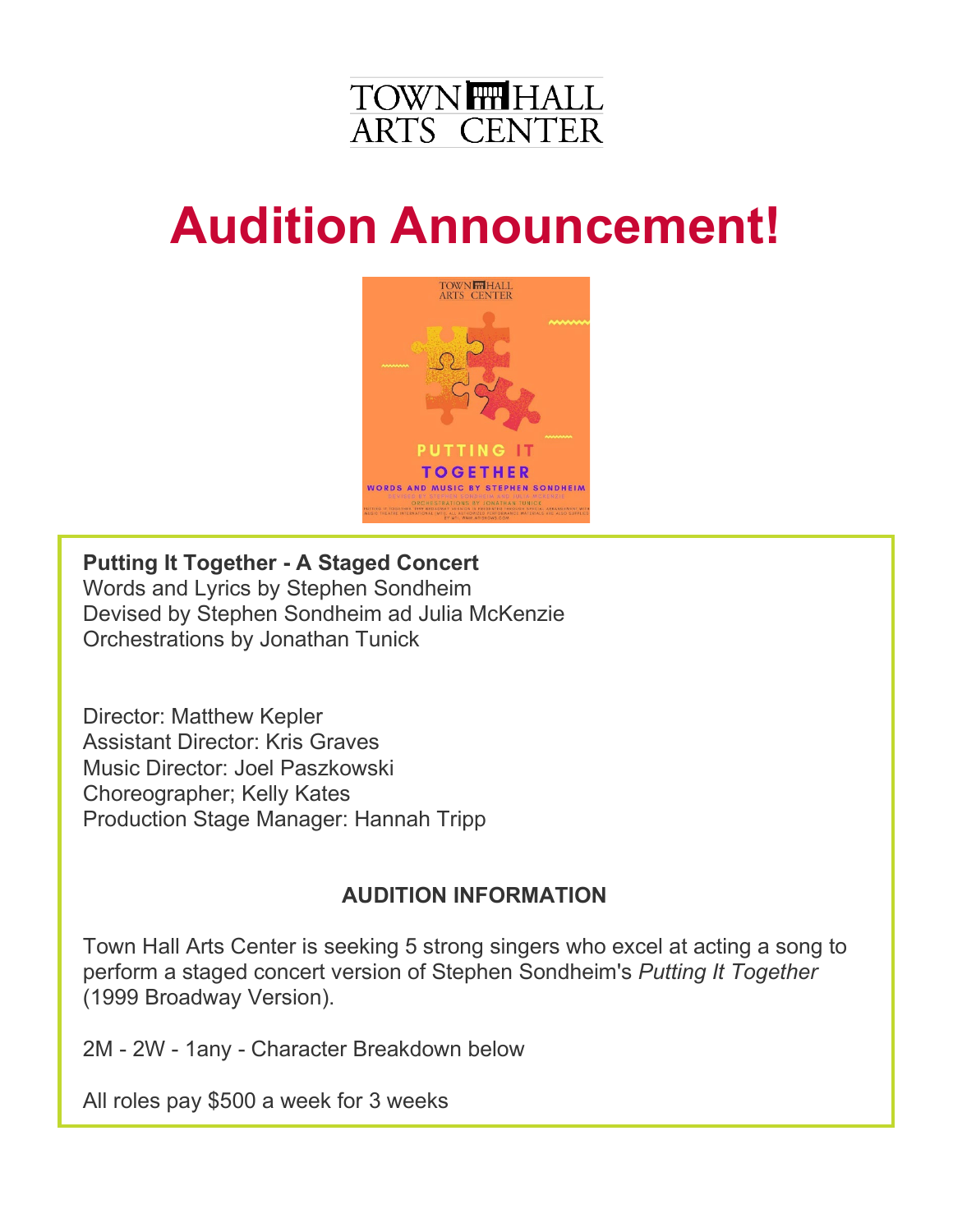TOWN HALL ARTS CENTER

# Audition Announcement!

**Putting It Together - A Staged Concert**
Words and Lyrics by Stephen Sondheim
Devised by Stephen Sondheim ad Julia McKenzie
Orchestrations by Jonathan Tunick

Director: Matthew Kepler
Assistant Director: Kris Graves
Music Director: Joel Paszkowski
Choreographer; Kelly Kates
Production Stage Manager: Hannah Tripp

**AUDITION INFORMATION**

Town Hall Arts Center is seeking 5 strong singers who excel at acting a song to perform a staged concert version of Stephen Sondheim's *Putting It Together* (1999 Broadway Version).

2M - 2W - 1any - Character Breakdown below

All roles pay $500 a week for 3 weeks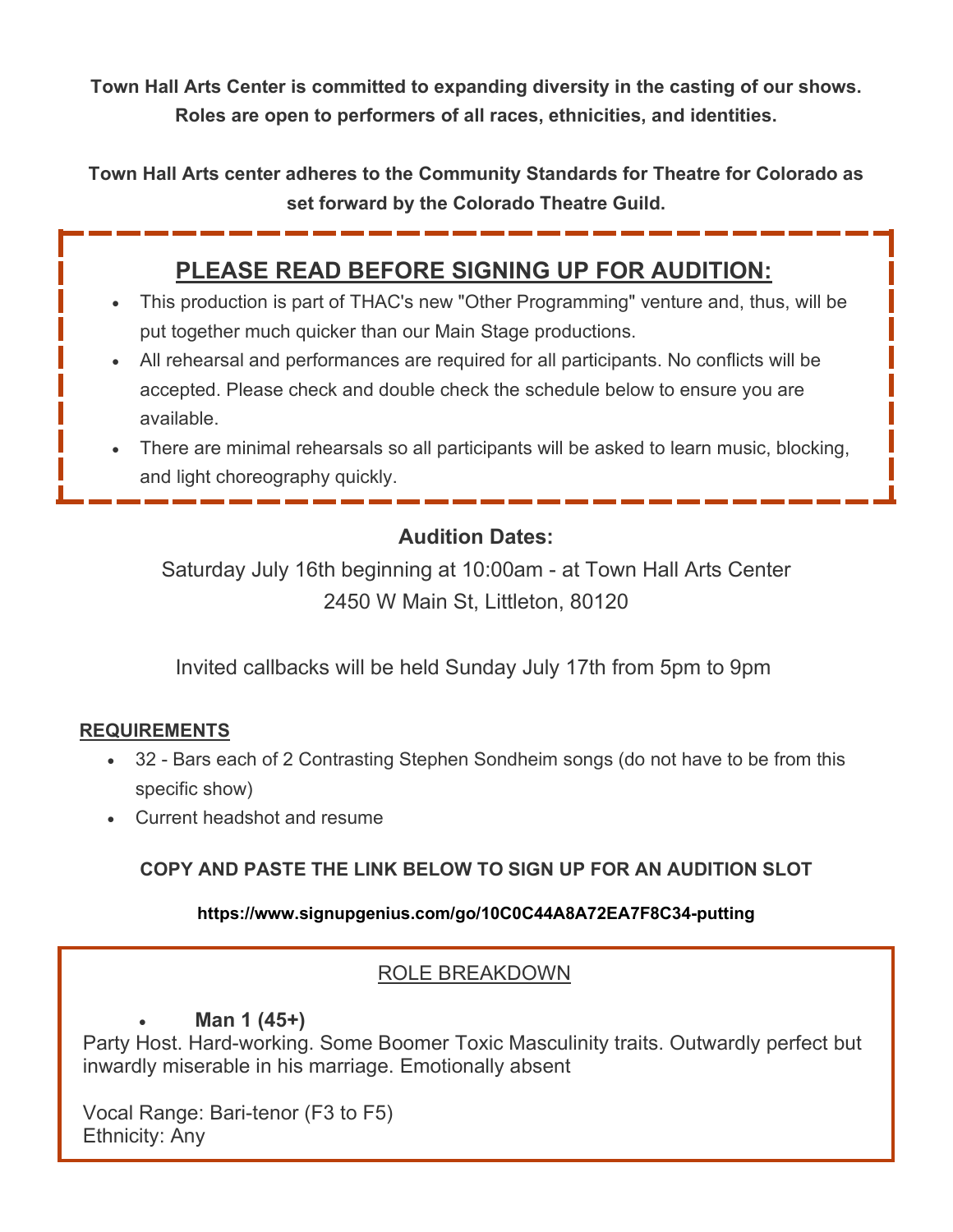**Town Hall Arts Center is committed to expanding diversity in the casting of our shows. Roles are open to performers of all races, ethnicities, and identities.**

**Town Hall Arts center adheres to the Community Standards for Theatre for Colorado as set forward by the Colorado Theatre Guild.**

## PLEASE READ BEFORE SIGNING UP FOR AUDITION:

- This production is part of THAC's new "Other Programming" venture and, thus, will be put together much quicker than our Main Stage productions.
- All rehearsal and performances are required for all participants. No conflicts will be accepted. Please check and double check the schedule below to ensure you are available.
- There are minimal rehearsals so all participants will be asked to learn music, blocking, and light choreography quickly.

**Audition Dates:**

Saturday July 16th beginning at 10:00am - at Town Hall Arts Center
2450 W Main St, Littleton, 80120

Invited callbacks will be held Sunday July 17th from 5pm to 9pm

**REQUIREMENTS**

- 32 - Bars each of 2 Contrasting Stephen Sondheim songs (do not have to be from this specific show)
- Current headshot and resume

**COPY AND PASTE THE LINK BELOW TO SIGN UP FOR AN AUDITION SLOT**

**https://www.signupgenius.com/go/10C0C44A8A72EA7F8C34-putting**

## ROLE BREAKDOWN

- **Man 1 (45+)**

Party Host. Hard-working. Some Boomer Toxic Masculinity traits. Outwardly perfect but inwardly miserable in his marriage. Emotionally absent

Vocal Range: Bari-tenor (F3 to F5)
Ethnicity: Any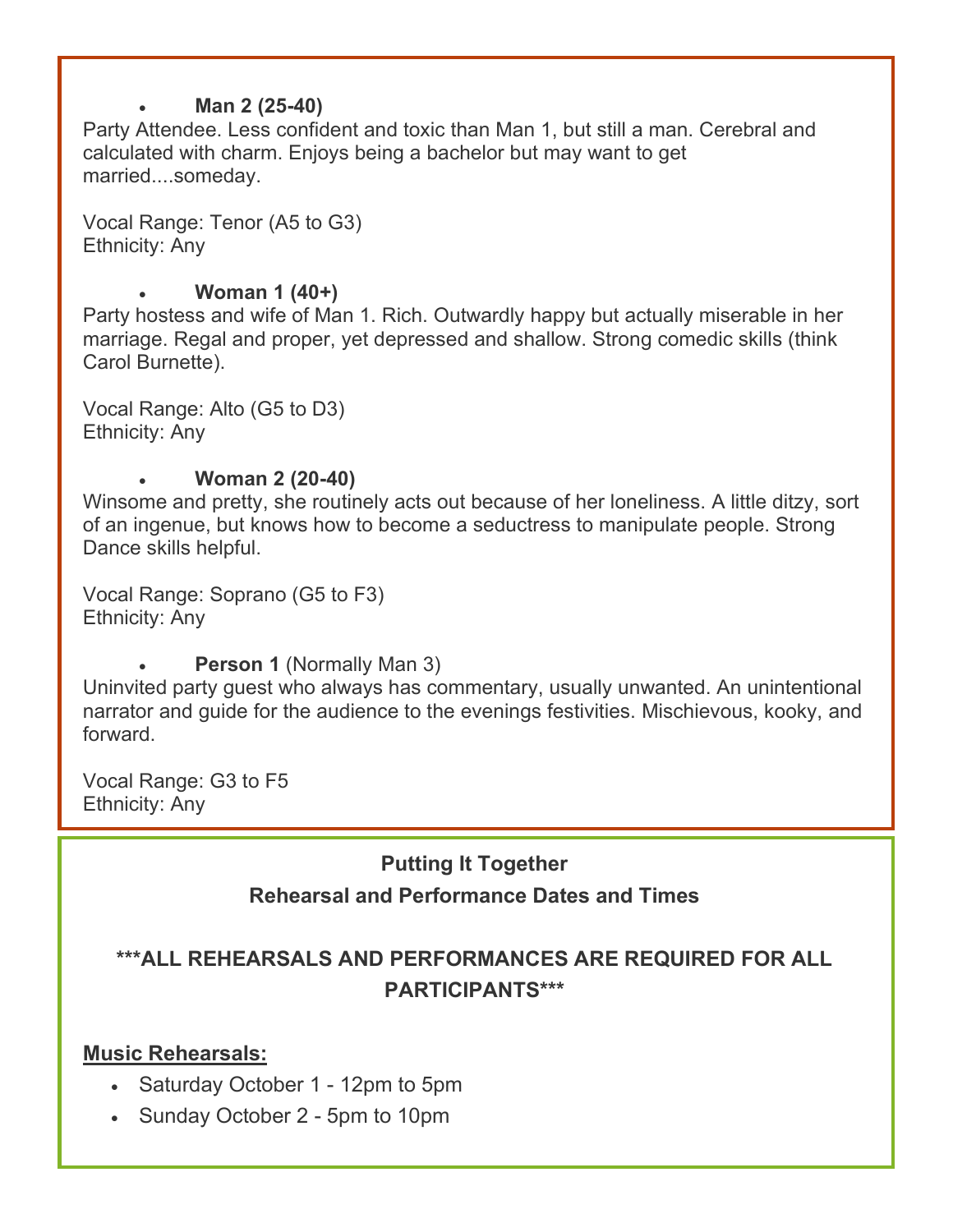- **Man 2 (25-40)**

Party Attendee. Less confident and toxic than Man 1, but still a man. Cerebral and calculated with charm. Enjoys being a bachelor but may want to get married....someday.

Vocal Range: Tenor (A5 to G3)
Ethnicity: Any

- **Woman 1 (40+)**

Party hostess and wife of Man 1. Rich. Outwardly happy but actually miserable in her marriage. Regal and proper, yet depressed and shallow. Strong comedic skills (think Carol Burnette).

Vocal Range: Alto (G5 to D3)
Ethnicity: Any

- **Woman 2 (20-40)**

Winsome and pretty, she routinely acts out because of her loneliness. A little ditzy, sort of an ingenue, but knows how to become a seductress to manipulate people. Strong Dance skills helpful.

Vocal Range: Soprano (G5 to F3)
Ethnicity: Any

- **Person 1** (Normally Man 3)

Uninvited party guest who always has commentary, usually unwanted. An unintentional narrator and guide for the audience to the evenings festivities. Mischievous, kooky, and forward.

Vocal Range: G3 to F5
Ethnicity: Any

**Putting It Together**

**Rehearsal and Performance Dates and Times**

**\*\*\*ALL REHEARSALS AND PERFORMANCES ARE REQUIRED FOR ALL PARTICIPANTS\*\*\***

**<u>Music Rehearsals:</u>**

- Saturday October 1 - 12pm to 5pm
- Sunday October 2 - 5pm to 10pm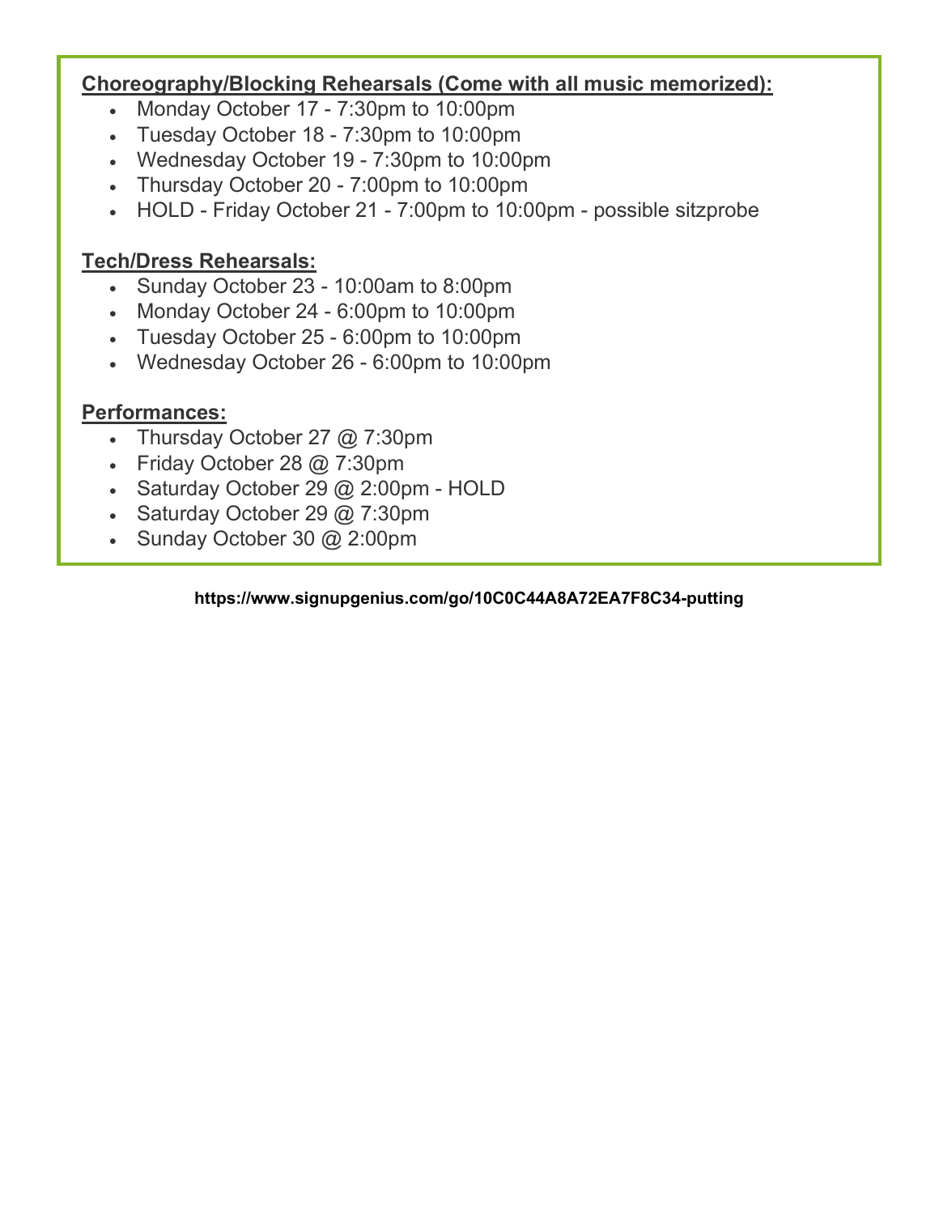**Choreography/Blocking Rehearsals (Come with all music memorized):**

- Monday October 17 - 7:30pm to 10:00pm
- Tuesday October 18 - 7:30pm to 10:00pm
- Wednesday October 19 - 7:30pm to 10:00pm
- Thursday October 20 - 7:00pm to 10:00pm
- HOLD - Friday October 21 - 7:00pm to 10:00pm - possible sitzprobe

**Tech/Dress Rehearsals:**

- Sunday October 23 - 10:00am to 8:00pm
- Monday October 24 - 6:00pm to 10:00pm
- Tuesday October 25 - 6:00pm to 10:00pm
- Wednesday October 26 - 6:00pm to 10:00pm

**Performances:**

- Thursday October 27 @ 7:30pm
- Friday October 28 @ 7:30pm
- Saturday October 29 @ 2:00pm - HOLD
- Saturday October 29 @ 7:30pm
- Sunday October 30 @ 2:00pm

**https://www.signupgenius.com/go/10C0C44A8A72EA7F8C34-putting**